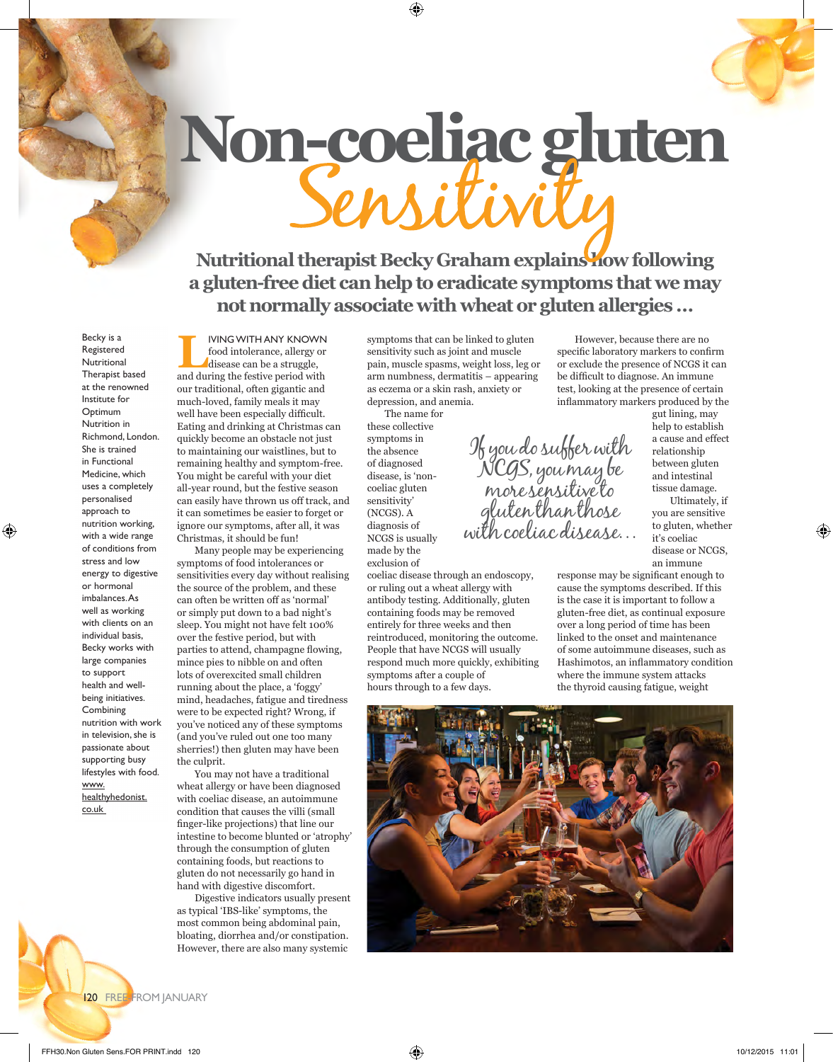# Non-coeliac gluten *Sensitivity*

**Nutritional therapist Becky Graham explains how following a gluten-free diet can help to eradicate symptoms that we may not normally associate with wheat or gluten allergies ...**

Becky is a Registered Nutritional Therapist based at the renowned Institute for Optimum Nutrition in Richmond, London. She is trained in Functional Medicine, which uses a completely personalised approach to nutrition working, with a wide range of conditions from stress and low energy to digestive or hormonal imbalances. As well as working with clients on an individual basis, Becky works with large companies to support health and well-being initiatives. Combining nutrition with work in television, she is passionate about supporting busy lifestyles with food. www.healthyhedonist.co.uk

LIVING WITH ANY KNOWN food intolerance, allergy or disease can be a struggle, and during the festive period with our traditional, often gigantic and much-loved, family meals it may well have been especially difficult. Eating and drinking at Christmas can quickly become an obstacle not just to maintaining our waistlines, but to remaining healthy and symptom-free. You might be careful with your diet all-year round, but the festive season can easily have thrown us off track, and it can sometimes be easier to forget or ignore our symptoms, after all, it was Christmas, it should be fun!

Many people may be experiencing symptoms of food intolerances or sensitivities every day without realising the source of the problem, and these can often be written off as 'normal' or simply put down to a bad night's sleep. You might not have felt 100% over the festive period, but with parties to attend, champagne flowing, mince pies to nibble on and often lots of overexcited small children running about the place, a 'foggy' mind, headaches, fatigue and tiredness were to be expected right? Wrong, if you've noticed any of these symptoms (and you've ruled out one too many sherries!) then gluten may have been the culprit.

You may not have a traditional wheat allergy or have been diagnosed with coeliac disease, an autoimmune condition that causes the villi (small finger-like projections) that line our intestine to become blunted or 'atrophy' through the consumption of gluten containing foods, but reactions to gluten do not necessarily go hand in hand with digestive discomfort.

Digestive indicators usually present as typical 'IBS-like' symptoms, the most common being abdominal pain, bloating, diorrhea and/or constipation. However, there are also many systemic symptoms that can be linked to gluten sensitivity such as joint and muscle pain, muscle spasms, weight loss, leg or arm numbness, dermatitis – appearing as eczema or a skin rash, anxiety or depression, and anemia.

The name for these collective symptoms in the absence of diagnosed disease, is 'non-coeliac gluten sensitivity' (NCGS). A diagnosis of NCGS is usually made by the exclusion of coeliac disease through an endoscopy, or ruling out a wheat allergy with antibody testing. Additionally, gluten containing foods may be removed entirely for three weeks and then reintroduced, monitoring the outcome. People that have NCGS will usually respond much more quickly, exhibiting symptoms after a couple of hours through to a few days.

*If you do suffer with NCGS, you may be more sensitive to gluten than those with coeliac disease...*

However, because there are no specific laboratory markers to confirm or exclude the presence of NCGS it can be difficult to diagnose. An immune test, looking at the presence of certain inflammatory markers produced by the gut lining, may help to establish a cause and effect relationship between gluten and intestinal tissue damage.

Ultimately, if you are sensitive to gluten, whether it's coeliac disease or NCGS, an immune response may be significant enough to cause the symptoms described. If this is the case it is important to follow a gluten-free diet, as continual exposure over a long period of time has been linked to the onset and maintenance of some autoimmune diseases, such as Hashimotos, an inflammatory condition where the immune system attacks the thyroid causing fatigue, weight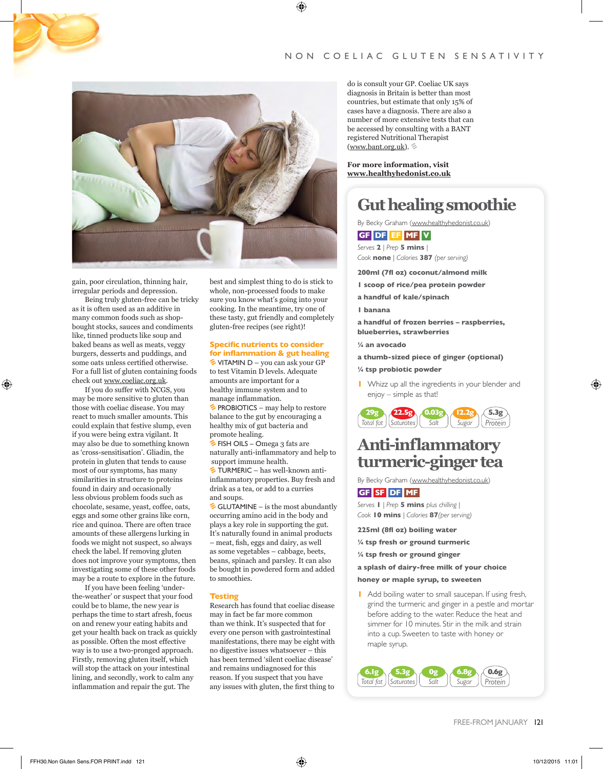gain, poor circulation, thinning hair, irregular periods and depression.

Being truly gluten-free can be tricky as it is often used as an additive in many common foods such as shop-bought stocks, sauces and condiments like, tinned products like soup and baked beans as well as meats, veggy burgers, desserts and puddings, and some oats unless certified otherwise. For a full list of gluten containing foods check out www.coeliac.org.uk.

If you do suffer with NCGS, you may be more sensitive to gluten than those with coeliac disease. You may react to much smaller amounts. This could explain that festive slump, even if you were being extra vigilant. It may also be due to something known as 'cross-sensitisation'. Gliadin, the protein in gluten that tends to cause most of our symptoms, has many similarities in structure to proteins found in dairy and occasionally less obvious problem foods such as chocolate, sesame, yeast, coffee, oats, eggs and some other grains like corn, rice and quinoa. There are often trace amounts of these allergens lurking in foods we might not suspect, so always check the label. If removing gluten does not improve your symptoms, then investigating some of these other foods may be a route to explore in the future.

If you have been feeling 'under-the-weather' or suspect that your food could be to blame, the new year is perhaps the time to start afresh, focus on and renew your eating habits and get your health back on track as quickly as possible. Often the most effective way is to use a two-pronged approach. Firstly, removing gluten itself, which will stop the attack on your intestinal lining, and secondly, work to calm any inflammation and repair the gut. The best and simplest thing to do is stick to whole, non-processed foods to make sure you know what's going into your cooking. In the meantime, try one of these tasty, gut friendly and completely gluten-free recipes (see right)!

## Specific nutrients to consider for inflammation & gut healing

VITAMIN D – you can ask your GP to test Vitamin D levels. Adequate amounts are important for a healthy immune system and to manage inflammation.

PROBIOTICS – may help to restore balance to the gut by encouraging a healthy mix of gut bacteria and promote healing.

FISH OILS – Omega 3 fats are naturally anti-inflammatory and help to support immune health.

TURMERIC – has well-known anti-inflammatory properties. Buy fresh and drink as a tea, or add to a curries and soups.

GLUTAMINE – is the most abundantly occurring amino acid in the body and plays a key role in supporting the gut. It's naturally found in animal products – meat, fish, eggs and dairy, as well as some vegetables – cabbage, beets, beans, spinach and parsley. It can also be bought in powdered form and added to smoothies.

## Testing

Research has found that coeliac disease may in fact be far more common than we think. It's suspected that for every one person with gastrointestinal manifestations, there may be eight with no digestive issues whatsoever – this has been termed 'silent coeliac disease' and remains undiagnosed for this reason. If you suspect that you have any issues with gluten, the first thing to do is consult your GP. Coeliac UK says diagnosis in Britain is better than most countries, but estimate that only 15% of cases have a diagnosis. There are also a number of more extensive tests that can be accessed by consulting with a BANT registered Nutritional Therapist (www.bant.org.uk).

**For more information, visit www.healthyhedonist.co.uk**

## Gut healing smoothie

By Becky Graham (www.healthyhedonist.co.uk)

GF DF EF MF V

*Serves* **2** | *Prep* **5 mins** |
*Cook* **none** | *Calories* **387** *(per serving)*

**200ml (7fl oz) coconut/almond milk**

**1 scoop of rice/pea protein powder**

**a handful of kale/spinach**

**1 banana**

**a handful of frozen berries – raspberries, blueberries, strawberries**

**¼ an avocado**

**a thumb-sized piece of ginger (optional)**

**¼ tsp probiotic powder**

1 Whizz up all the ingredients in your blender and enjoy – simple as that!

29g Total fat | 22.5g Saturates | 0.03g Salt | 12.2g Sugar | 5.3g Protein

## Anti-inflammatory turmeric-ginger tea

By Becky Graham (www.healthyhedonist.co.uk)

GF SF DF MF

*Serves* **1** | *Prep* **5 mins** *plus chilling* |
*Cook* **10 mins** | *Calories* **87** *(per serving)*

**225ml (8fl oz) boiling water**

**¼ tsp fresh or ground turmeric**

**¼ tsp fresh or ground ginger**

**a splash of dairy-free milk of your choice**

**honey or maple syrup, to sweeten**

1 Add boiling water to small saucepan. If using fresh, grind the turmeric and ginger in a pestle and mortar before adding to the water. Reduce the heat and simmer for 10 minutes. Stir in the milk and strain into a cup. Sweeten to taste with honey or maple syrup.

6.1g Total fat | 5.3g Saturates | 0g Salt | 6.8g Sugar | 0.6g Protein